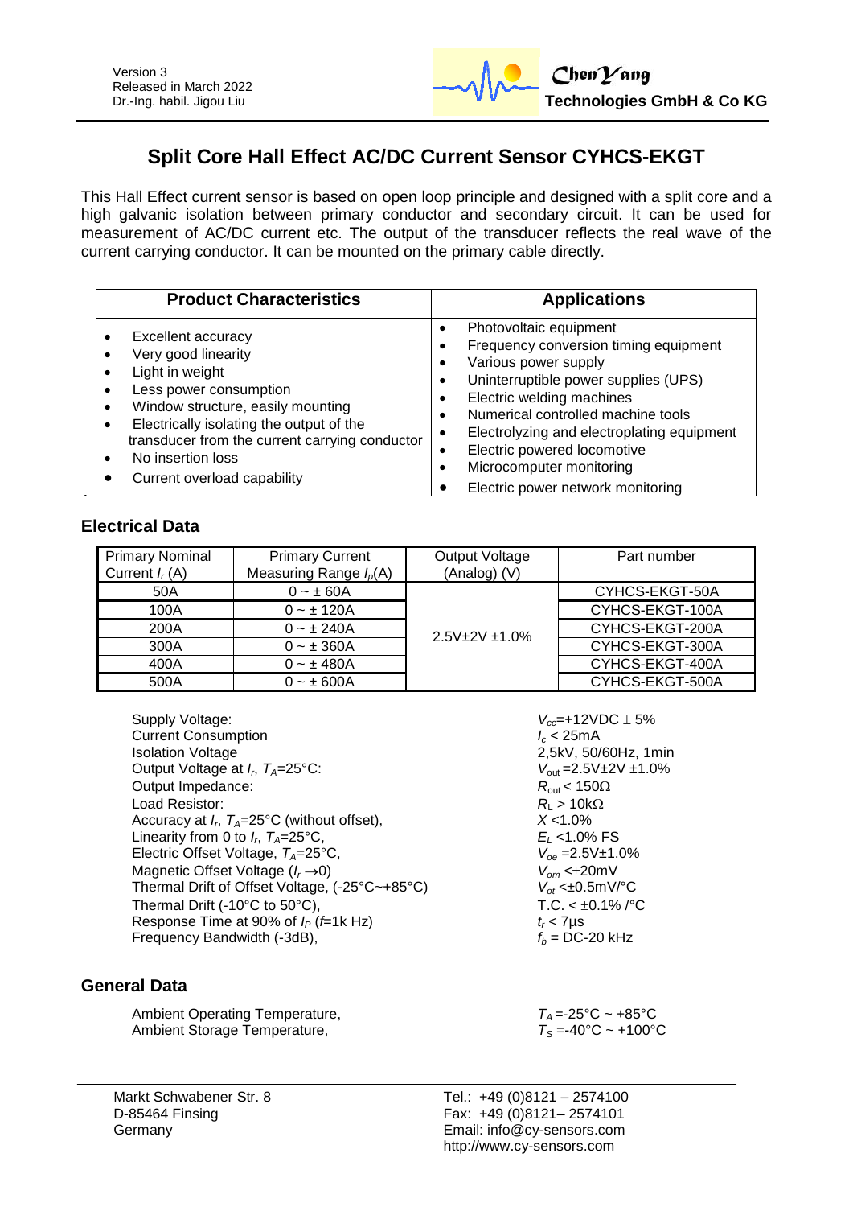Version 3
Released in March 2022
Dr.-Ing. habil. Jigou Liu

**ChenYang Technologies GmbH & Co KG**

# Split Core Hall Effect AC/DC Current Sensor CYHCS-EKGT

This Hall Effect current sensor is based on open loop principle and designed with a split core and a high galvanic isolation between primary conductor and secondary circuit. It can be used for measurement of AC/DC current etc. The output of the transducer reflects the real wave of the current carrying conductor. It can be mounted on the primary cable directly.

| Product Characteristics | Applications |
|---|---|
| • Excellent accuracy<br>• Very good linearity<br>• Light in weight<br>• Less power consumption<br>• Window structure, easily mounting<br>• Electrically isolating the output of the transducer from the current carrying conductor<br>• No insertion loss<br>• Current overload capability | • Photovoltaic equipment<br>• Frequency conversion timing equipment<br>• Various power supply<br>• Uninterruptible power supplies (UPS)<br>• Electric welding machines<br>• Numerical controlled machine tools<br>• Electrolyzing and electroplating equipment<br>• Electric powered locomotive<br>• Microcomputer monitoring<br>• Electric power network monitoring |

## Electrical Data

| Primary Nominal Current $I_r$ (A) | Primary Current Measuring Range $I_p$(A) | Output Voltage (Analog) (V) | Part number |
|---|---|---|---|
| 50A | 0 ~ ± 60A | 2.5V±2V ±1.0% | CYHCS-EKGT-50A |
| 100A | 0 ~ ± 120A | | CYHCS-EKGT-100A |
| 200A | 0 ~ ± 240A | | CYHCS-EKGT-200A |
| 300A | 0 ~ ± 360A | | CYHCS-EKGT-300A |
| 400A | 0 ~ ± 480A | | CYHCS-EKGT-400A |
| 500A | 0 ~ ± 600A | | CYHCS-EKGT-500A |

| Parameter | Value |
|---|---|
| Supply Voltage: | $V_{cc}$=+12VDC ± 5% |
| Current Consumption | $I_c$ < 25mA |
| Isolation Voltage | 2,5kV, 50/60Hz, 1min |
| Output Voltage at $I_r$, $T_A$=25°C: | $V_{out}$ =2.5V±2V ±1.0% |
| Output Impedance: | $R_{out}$ < 150Ω |
| Load Resistor: | $R_L$ > 10kΩ |
| Accuracy at $I_r$, $T_A$=25°C (without offset), | $X$ <1.0% |
| Linearity from 0 to $I_r$, $T_A$=25°C, | $E_L$ <1.0% FS |
| Electric Offset Voltage, $T_A$=25°C, | $V_{oe}$ =2.5V±1.0% |
| Magnetic Offset Voltage ($I_r \rightarrow 0$) | $V_{om}$ <±20mV |
| Thermal Drift of Offset Voltage, (-25°C~+85°C) | $V_{ot}$ <±0.5mV/°C |
| Thermal Drift (-10°C to 50°C), | T.C. < ±0.1% /°C |
| Response Time at 90% of $I_P$ ($f$=1k Hz) | $t_r$ < 7µs |
| Frequency Bandwidth (-3dB), | $f_b$ = DC-20 kHz |

## General Data

| Parameter | Value |
|---|---|
| Ambient Operating Temperature, | $T_A$=-25°C ~ +85°C |
| Ambient Storage Temperature, | $T_S$ =-40°C ~ +100°C |

Markt Schwabener Str. 8
D-85464 Finsing
Germany

Tel.: +49 (0)8121 – 2574100
Fax: +49 (0)8121– 2574101
Email: info@cy-sensors.com
http://www.cy-sensors.com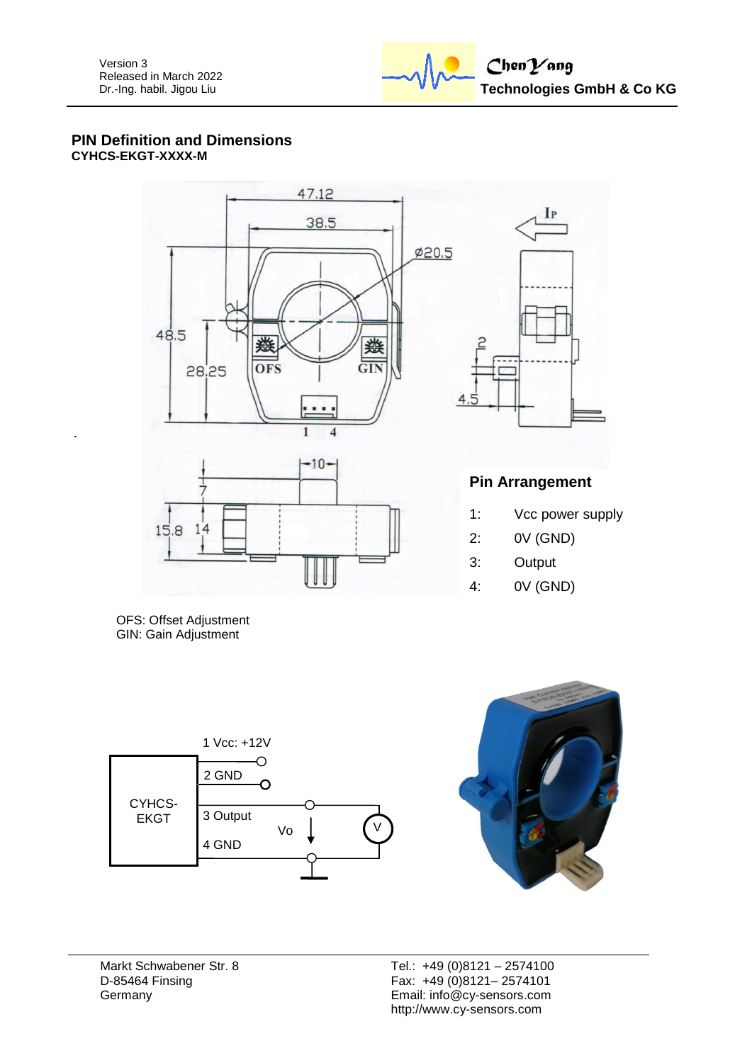## PIN Definition and Dimensions

**CYHCS-EKGT-XXXX-M**

### Pin Arrangement

| | |
|---|---|
| 1: | Vcc power supply |
| 2: | 0V (GND) |
| 3: | Output |
| 4: | 0V (GND) |

OFS: Offset Adjustment
GIN: Gain Adjustment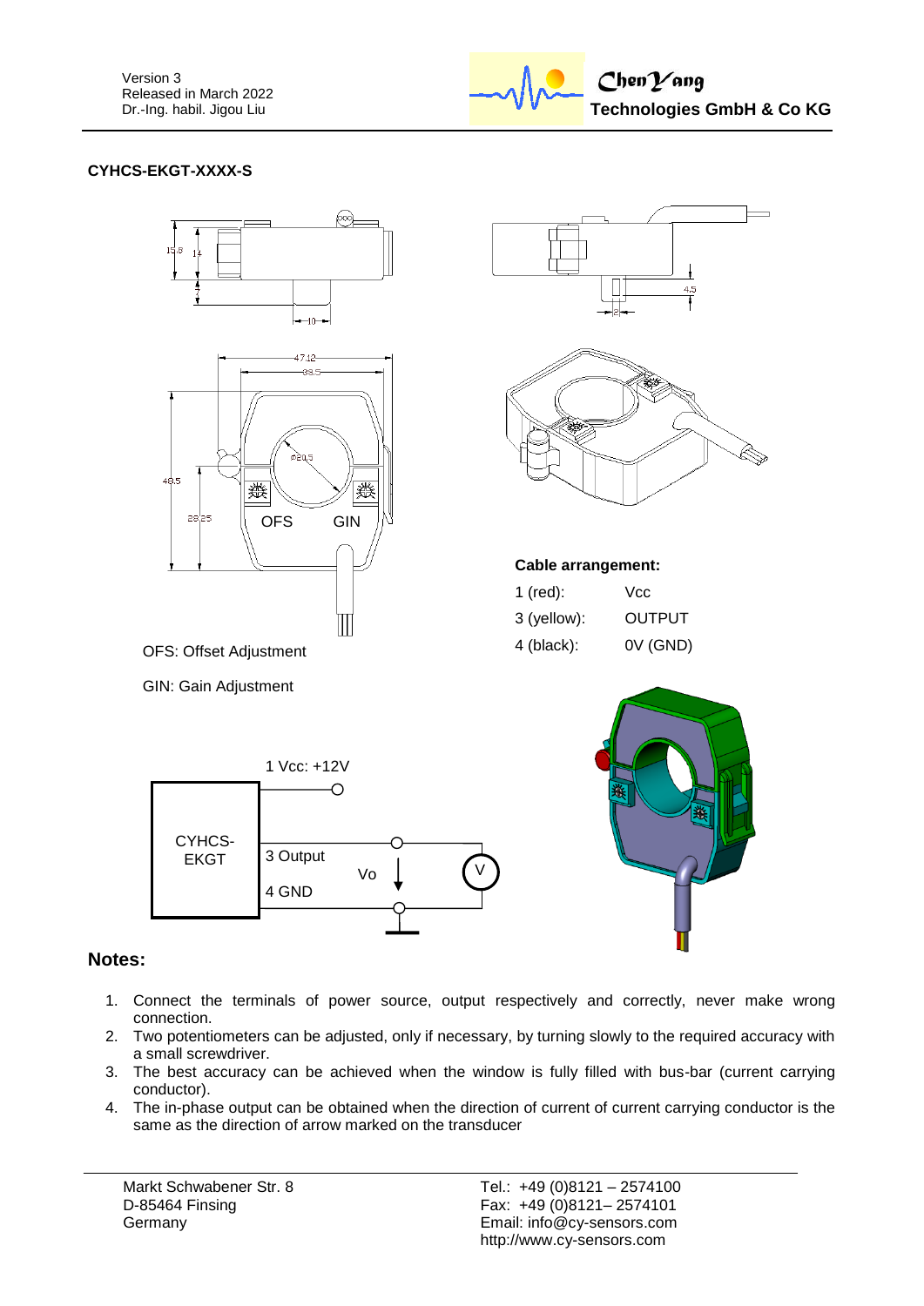**CYHCS-EKGT-XXXX-S**

OFS: Offset Adjustment

GIN: Gain Adjustment

**Cable arrangement:**

| | |
|---|---|
| 1 (red): | Vcc |
| 3 (yellow): | OUTPUT |
| 4 (black): | 0V (GND) |

1 Vcc: +12V

CYHCS-EKGT

3 Output

Vo

4 GND

V

## Notes:

1. Connect the terminals of power source, output respectively and correctly, never make wrong connection.
2. Two potentiometers can be adjusted, only if necessary, by turning slowly to the required accuracy with a small screwdriver.
3. The best accuracy can be achieved when the window is fully filled with bus-bar (current carrying conductor).
4. The in-phase output can be obtained when the direction of current of current carrying conductor is the same as the direction of arrow marked on the transducer